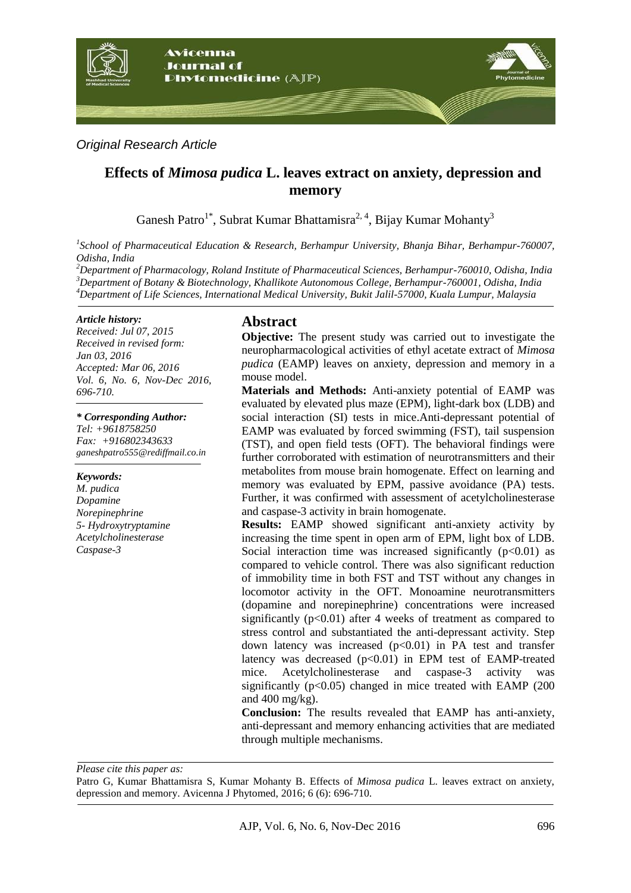*Original Research Article*

# Effects of *Mimosa pudica* L. leaves extract on anxiety, depression and memory

Ganesh Patro[1*], Subrat Kumar Bhattamisra[2, 4], Bijay Kumar Mohanty[3]

*[1]School of Pharmaceutical Education & Research, Berhampur University, Bhanja Bihar, Berhampur-760007, Odisha, India*
*[2]Department of Pharmacology, Roland Institute of Pharmaceutical Sciences, Berhampur-760010, Odisha, India*
*[3]Department of Botany & Biotechnology, Khallikote Autonomous College, Berhampur-760001, Odisha, India*
*[4]Department of Life Sciences, International Medical University, Bukit Jalil-57000, Kuala Lumpur, Malaysia*

***Article history:***
*Received: Jul 07, 2015*
*Received in revised form: Jan 03, 2016*
*Accepted: Mar 06, 2016*
*Vol. 6, No. 6, Nov-Dec 2016, 696-710.*

***\* Corresponding Author:***
*Tel: +9618758250*
*Fax: +916802343633*
*ganeshpatro555@rediffmail.co.in*

***Keywords:***
*M. pudica*
*Dopamine*
*Norepinephrine*
*5- Hydroxytryptamine*
*Acetylcholinesterase*
*Caspase-3*

## Abstract

**Objective:** The present study was carried out to investigate the neuropharmacological activities of ethyl acetate extract of *Mimosa pudica* (EAMP) leaves on anxiety, depression and memory in a mouse model.

**Materials and Methods:** Anti-anxiety potential of EAMP was evaluated by elevated plus maze (EPM), light-dark box (LDB) and social interaction (SI) tests in mice.Anti-depressant potential of EAMP was evaluated by forced swimming (FST), tail suspension (TST), and open field tests (OFT). The behavioral findings were further corroborated with estimation of neurotransmitters and their metabolites from mouse brain homogenate. Effect on learning and memory was evaluated by EPM, passive avoidance (PA) tests. Further, it was confirmed with assessment of acetylcholinesterase and caspase-3 activity in brain homogenate.

**Results:** EAMP showed significant anti-anxiety activity by increasing the time spent in open arm of EPM, light box of LDB. Social interaction time was increased significantly ($p<0.01$) as compared to vehicle control. There was also significant reduction of immobility time in both FST and TST without any changes in locomotor activity in the OFT. Monoamine neurotransmitters (dopamine and norepinephrine) concentrations were increased significantly ($p<0.01$) after 4 weeks of treatment as compared to stress control and substantiated the anti-depressant activity. Step down latency was increased ($p<0.01$) in PA test and transfer latency was decreased ($p<0.01$) in EPM test of EAMP-treated mice. Acetylcholinesterase and caspase-3 activity was significantly ($p<0.05$) changed in mice treated with EAMP (200 and 400 mg/kg).

**Conclusion:** The results revealed that EAMP has anti-anxiety, anti-depressant and memory enhancing activities that are mediated through multiple mechanisms.

*Please cite this paper as:*
Patro G, Kumar Bhattamisra S, Kumar Mohanty B. Effects of *Mimosa pudica* L. leaves extract on anxiety, depression and memory. Avicenna J Phytomed, 2016; 6 (6): 696-710.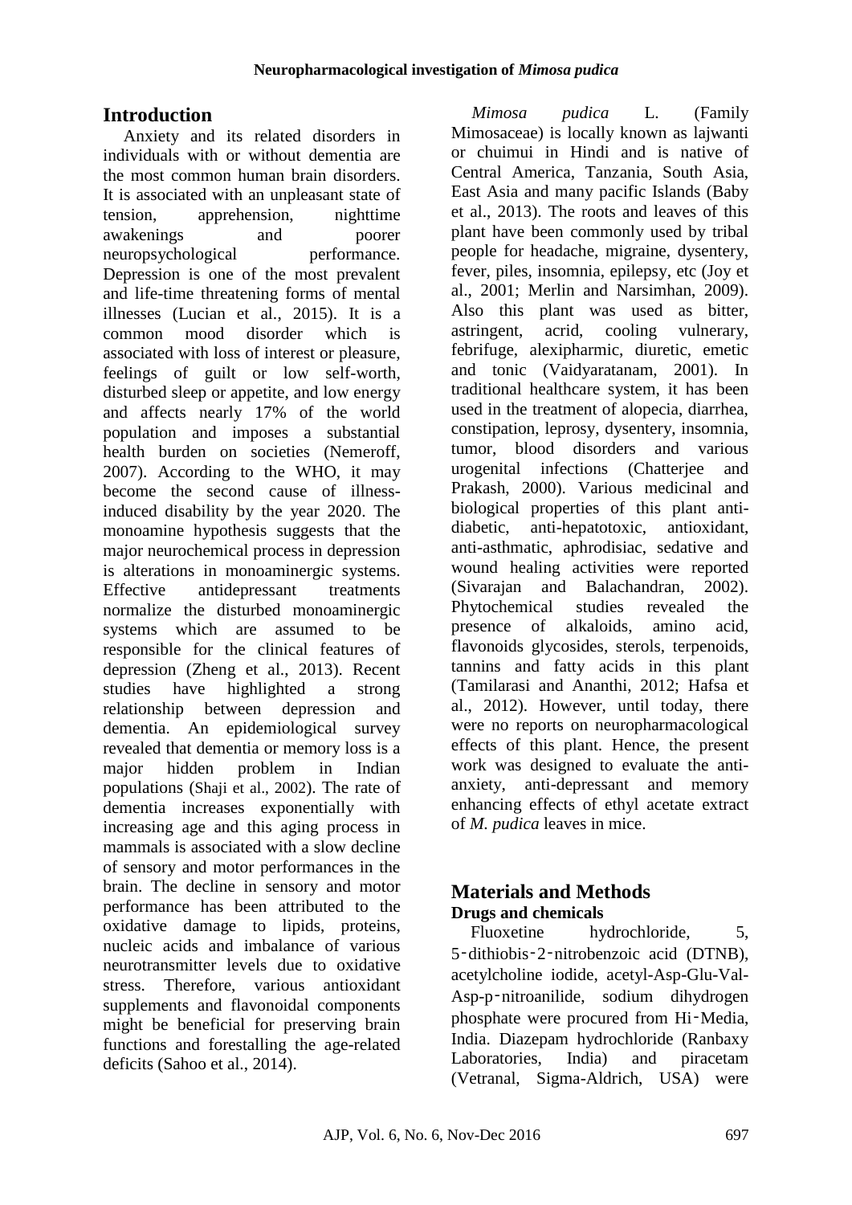## Introduction

Anxiety and its related disorders in individuals with or without dementia are the most common human brain disorders. It is associated with an unpleasant state of tension, apprehension, nighttime awakenings and poorer neuropsychological performance. Depression is one of the most prevalent and life-time threatening forms of mental illnesses (Lucian et al., 2015). It is a common mood disorder which is associated with loss of interest or pleasure, feelings of guilt or low self-worth, disturbed sleep or appetite, and low energy and affects nearly 17% of the world population and imposes a substantial health burden on societies (Nemeroff, 2007). According to the WHO, it may become the second cause of illness-induced disability by the year 2020. The monoamine hypothesis suggests that the major neurochemical process in depression is alterations in monoaminergic systems. Effective antidepressant treatments normalize the disturbed monoaminergic systems which are assumed to be responsible for the clinical features of depression (Zheng et al., 2013). Recent studies have highlighted a strong relationship between depression and dementia. An epidemiological survey revealed that dementia or memory loss is a major hidden problem in Indian populations (Shaji et al., 2002). The rate of dementia increases exponentially with increasing age and this aging process in mammals is associated with a slow decline of sensory and motor performances in the brain. The decline in sensory and motor performance has been attributed to the oxidative damage to lipids, proteins, nucleic acids and imbalance of various neurotransmitter levels due to oxidative stress. Therefore, various antioxidant supplements and flavonoidal components might be beneficial for preserving brain functions and forestalling the age-related deficits (Sahoo et al., 2014).

*Mimosa pudica* L. (Family Mimosaceae) is locally known as lajwanti or chuimui in Hindi and is native of Central America, Tanzania, South Asia, East Asia and many pacific Islands (Baby et al., 2013). The roots and leaves of this plant have been commonly used by tribal people for headache, migraine, dysentery, fever, piles, insomnia, epilepsy, etc (Joy et al., 2001; Merlin and Narsimhan, 2009). Also this plant was used as bitter, astringent, acrid, cooling vulnerary, febrifuge, alexipharmic, diuretic, emetic and tonic (Vaidyaratanam, 2001). In traditional healthcare system, it has been used in the treatment of alopecia, diarrhea, constipation, leprosy, dysentery, insomnia, tumor, blood disorders and various urogenital infections (Chatterjee and Prakash, 2000). Various medicinal and biological properties of this plant anti-diabetic, anti-hepatotoxic, antioxidant, anti-asthmatic, aphrodisiac, sedative and wound healing activities were reported (Sivarajan and Balachandran, 2002). Phytochemical studies revealed the presence of alkaloids, amino acid, flavonoids glycosides, sterols, terpenoids, tannins and fatty acids in this plant (Tamilarasi and Ananthi, 2012; Hafsa et al., 2012). However, until today, there were no reports on neuropharmacological effects of this plant. Hence, the present work was designed to evaluate the anti-anxiety, anti-depressant and memory enhancing effects of ethyl acetate extract of *M. pudica* leaves in mice.

## Materials and Methods

### Drugs and chemicals

Fluoxetine hydrochloride, 5, 5‑dithiobis‑2‑nitrobenzoic acid (DTNB), acetylcholine iodide, acetyl-Asp-Glu-Val-Asp-p‑nitroanilide, sodium dihydrogen phosphate were procured from Hi‑Media, India. Diazepam hydrochloride (Ranbaxy Laboratories, India) and piracetam (Vetranal, Sigma-Aldrich, USA) were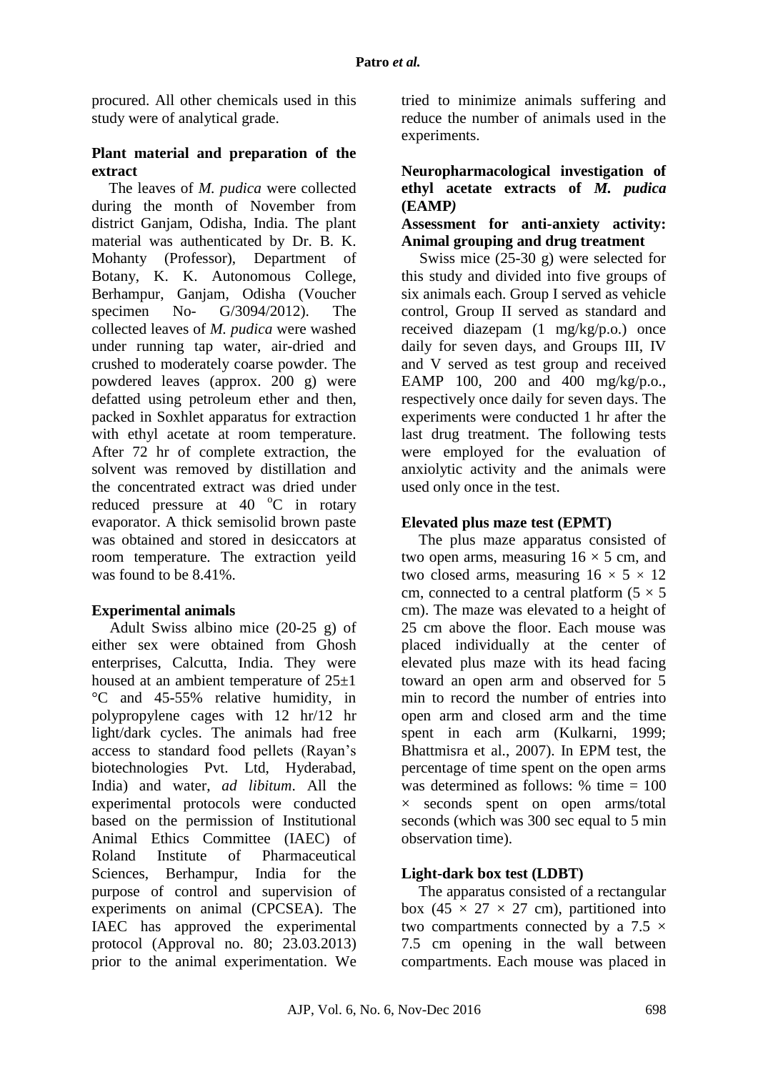procured. All other chemicals used in this study were of analytical grade.

**Plant material and preparation of the extract**

The leaves of *M. pudica* were collected during the month of November from district Ganjam, Odisha, India. The plant material was authenticated by Dr. B. K. Mohanty (Professor), Department of Botany, K. K. Autonomous College, Berhampur, Ganjam, Odisha (Voucher specimen No- G/3094/2012). The collected leaves of *M. pudica* were washed under running tap water, air-dried and crushed to moderately coarse powder. The powdered leaves (approx. 200 g) were defatted using petroleum ether and then, packed in Soxhlet apparatus for extraction with ethyl acetate at room temperature. After 72 hr of complete extraction, the solvent was removed by distillation and the concentrated extract was dried under reduced pressure at 40 $^{o}$C in rotary evaporator. A thick semisolid brown paste was obtained and stored in desiccators at room temperature. The extraction yeild was found to be 8.41%.

**Experimental animals**

Adult Swiss albino mice (20-25 g) of either sex were obtained from Ghosh enterprises, Calcutta, India. They were housed at an ambient temperature of 25±1 °C and 45-55% relative humidity, in polypropylene cages with 12 hr/12 hr light/dark cycles. The animals had free access to standard food pellets (Rayan's biotechnologies Pvt. Ltd, Hyderabad, India) and water, *ad libitum*. All the experimental protocols were conducted based on the permission of Institutional Animal Ethics Committee (IAEC) of Roland Institute of Pharmaceutical Sciences, Berhampur, India for the purpose of control and supervision of experiments on animal (CPCSEA). The IAEC has approved the experimental protocol (Approval no. 80; 23.03.2013) prior to the animal experimentation. We tried to minimize animals suffering and reduce the number of animals used in the experiments.

**Neuropharmacological investigation of ethyl acetate extracts of *M. pudica* (EAMP*)***

**Assessment for anti-anxiety activity: Animal grouping and drug treatment**

Swiss mice (25-30 g) were selected for this study and divided into five groups of six animals each. Group I served as vehicle control, Group II served as standard and received diazepam (1 mg/kg/p.o.) once daily for seven days, and Groups III, IV and V served as test group and received EAMP 100, 200 and 400 mg/kg/p.o., respectively once daily for seven days. The experiments were conducted 1 hr after the last drug treatment. The following tests were employed for the evaluation of anxiolytic activity and the animals were used only once in the test.

**Elevated plus maze test (EPMT)**

The plus maze apparatus consisted of two open arms, measuring 16 × 5 cm, and two closed arms, measuring 16 × 5 × 12 cm, connected to a central platform (5 × 5 cm). The maze was elevated to a height of 25 cm above the floor. Each mouse was placed individually at the center of elevated plus maze with its head facing toward an open arm and observed for 5 min to record the number of entries into open arm and closed arm and the time spent in each arm (Kulkarni, 1999; Bhattmisra et al., 2007). In EPM test, the percentage of time spent on the open arms was determined as follows: % time = 100 × seconds spent on open arms/total seconds (which was 300 sec equal to 5 min observation time).

**Light-dark box test (LDBT)**

The apparatus consisted of a rectangular box (45 × 27 × 27 cm), partitioned into two compartments connected by a 7.5 × 7.5 cm opening in the wall between compartments. Each mouse was placed in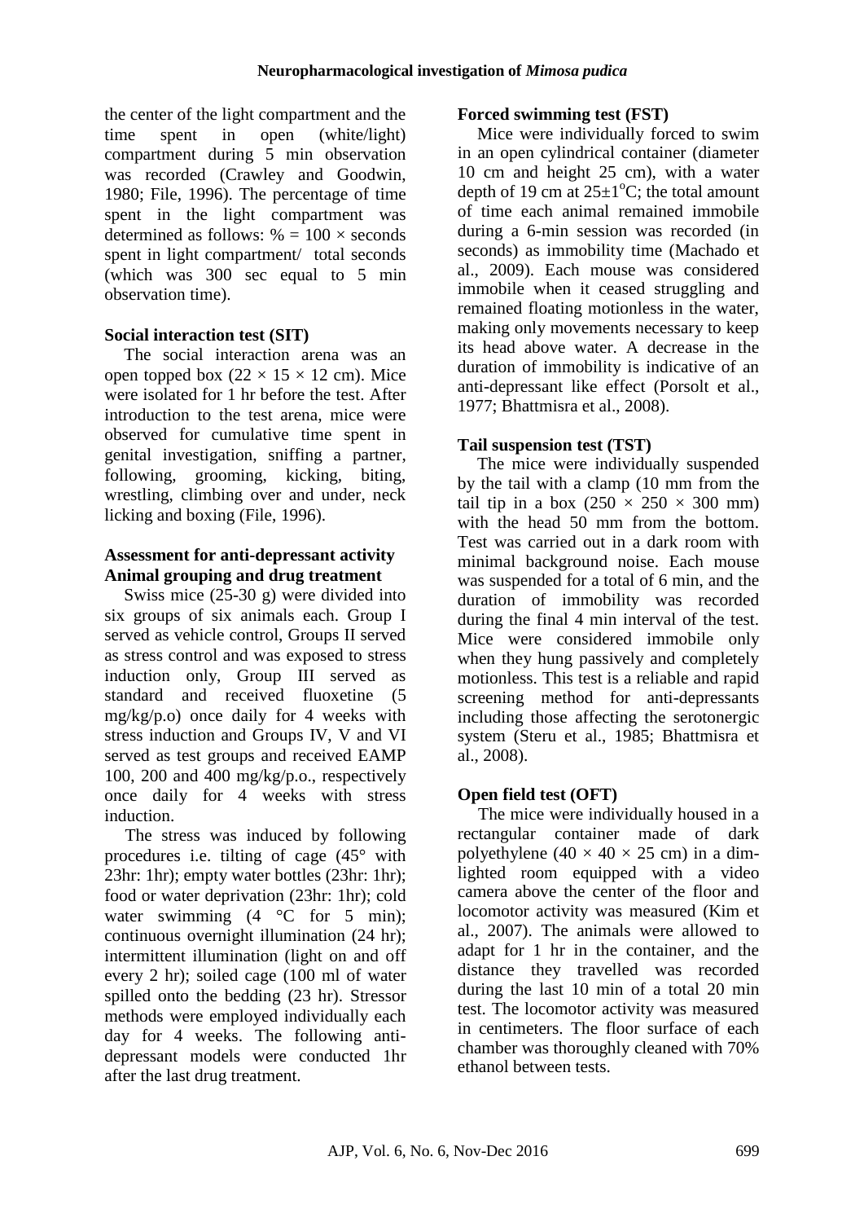the center of the light compartment and the time spent in open (white/light) compartment during 5 min observation was recorded (Crawley and Goodwin, 1980; File, 1996). The percentage of time spent in the light compartment was determined as follows: % = 100 × seconds spent in light compartment/ total seconds (which was 300 sec equal to 5 min observation time).

### Social interaction test (SIT)

The social interaction arena was an open topped box (22 × 15 × 12 cm). Mice were isolated for 1 hr before the test. After introduction to the test arena, mice were observed for cumulative time spent in genital investigation, sniffing a partner, following, grooming, kicking, biting, wrestling, climbing over and under, neck licking and boxing (File, 1996).

### Assessment for anti-depressant activity

### Animal grouping and drug treatment

Swiss mice (25-30 g) were divided into six groups of six animals each. Group I served as vehicle control, Groups II served as stress control and was exposed to stress induction only, Group III served as standard and received fluoxetine (5 mg/kg/p.o) once daily for 4 weeks with stress induction and Groups IV, V and VI served as test groups and received EAMP 100, 200 and 400 mg/kg/p.o., respectively once daily for 4 weeks with stress induction.

The stress was induced by following procedures i.e. tilting of cage (45° with 23hr: 1hr); empty water bottles (23hr: 1hr); food or water deprivation (23hr: 1hr); cold water swimming (4 °C for 5 min); continuous overnight illumination (24 hr); intermittent illumination (light on and off every 2 hr); soiled cage (100 ml of water spilled onto the bedding (23 hr). Stressor methods were employed individually each day for 4 weeks. The following anti-depressant models were conducted 1hr after the last drug treatment.

### Forced swimming test (FST)

Mice were individually forced to swim in an open cylindrical container (diameter 10 cm and height 25 cm), with a water depth of 19 cm at 25±1°C; the total amount of time each animal remained immobile during a 6-min session was recorded (in seconds) as immobility time (Machado et al., 2009). Each mouse was considered immobile when it ceased struggling and remained floating motionless in the water, making only movements necessary to keep its head above water. A decrease in the duration of immobility is indicative of an anti-depressant like effect (Porsolt et al., 1977; Bhattmisra et al., 2008).

### Tail suspension test (TST)

The mice were individually suspended by the tail with a clamp (10 mm from the tail tip in a box (250 × 250 × 300 mm) with the head 50 mm from the bottom. Test was carried out in a dark room with minimal background noise. Each mouse was suspended for a total of 6 min, and the duration of immobility was recorded during the final 4 min interval of the test. Mice were considered immobile only when they hung passively and completely motionless. This test is a reliable and rapid screening method for anti-depressants including those affecting the serotonergic system (Steru et al., 1985; Bhattmisra et al., 2008).

### Open field test (OFT)

The mice were individually housed in a rectangular container made of dark polyethylene (40 × 40 × 25 cm) in a dim-lighted room equipped with a video camera above the center of the floor and locomotor activity was measured (Kim et al., 2007). The animals were allowed to adapt for 1 hr in the container, and the distance they travelled was recorded during the last 10 min of a total 20 min test. The locomotor activity was measured in centimeters. The floor surface of each chamber was thoroughly cleaned with 70% ethanol between tests.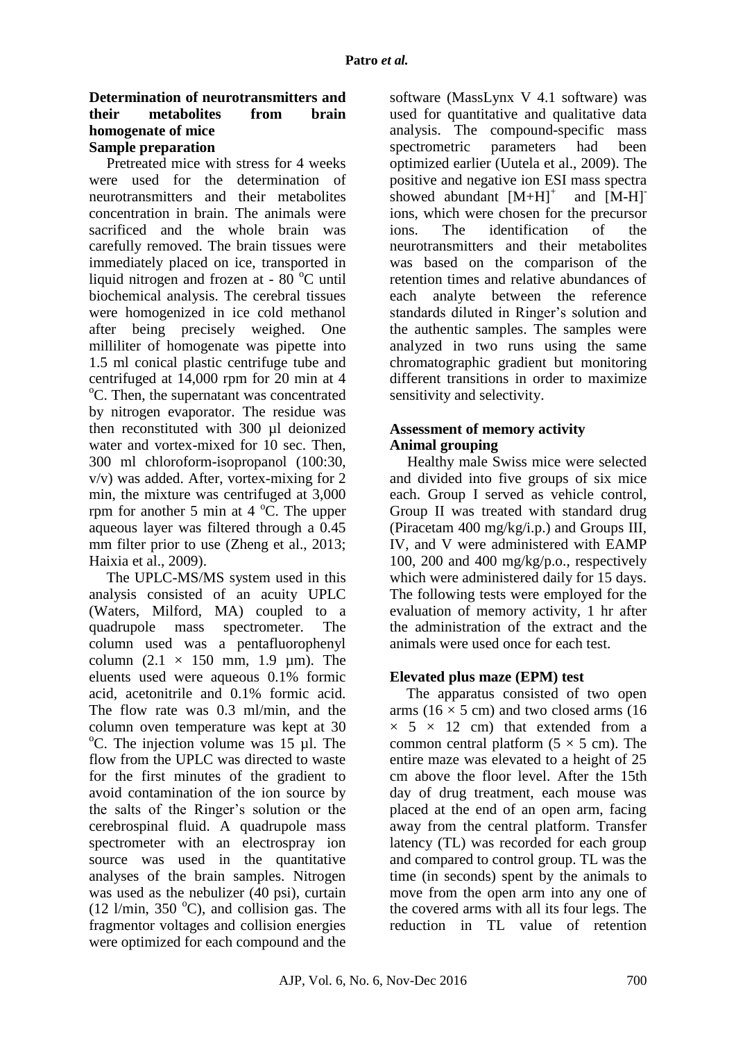### Determination of neurotransmitters and their metabolites from brain homogenate of mice

#### Sample preparation

Pretreated mice with stress for 4 weeks were used for the determination of neurotransmitters and their metabolites concentration in brain. The animals were sacrificed and the whole brain was carefully removed. The brain tissues were immediately placed on ice, transported in liquid nitrogen and frozen at - 80 $^{o}$C until biochemical analysis. The cerebral tissues were homogenized in ice cold methanol after being precisely weighed. One milliliter of homogenate was pipette into 1.5 ml conical plastic centrifuge tube and centrifuged at 14,000 rpm for 20 min at 4 $^{o}$C. Then, the supernatant was concentrated by nitrogen evaporator. The residue was then reconstituted with 300 µl deionized water and vortex-mixed for 10 sec. Then, 300 ml chloroform-isopropanol (100:30, v/v) was added. After, vortex-mixing for 2 min, the mixture was centrifuged at 3,000 rpm for another 5 min at 4 $^{o}$C. The upper aqueous layer was filtered through a 0.45 mm filter prior to use (Zheng et al., 2013; Haixia et al., 2009).

The UPLC-MS/MS system used in this analysis consisted of an acuity UPLC (Waters, Milford, MA) coupled to a quadrupole mass spectrometer. The column used was a pentafluorophenyl column (2.1 × 150 mm, 1.9 µm). The eluents used were aqueous 0.1% formic acid, acetonitrile and 0.1% formic acid. The flow rate was 0.3 ml/min, and the column oven temperature was kept at 30 $^{o}$C. The injection volume was 15 µl. The flow from the UPLC was directed to waste for the first minutes of the gradient to avoid contamination of the ion source by the salts of the Ringer's solution or the cerebrospinal fluid. A quadrupole mass spectrometer with an electrospray ion source was used in the quantitative analyses of the brain samples. Nitrogen was used as the nebulizer (40 psi), curtain (12 l/min, 350 $^{o}$C), and collision gas. The fragmentor voltages and collision energies were optimized for each compound and the software (MassLynx V 4.1 software) was used for quantitative and qualitative data analysis. The compound-specific mass spectrometric parameters had been optimized earlier (Uutela et al., 2009). The positive and negative ion ESI mass spectra showed abundant $[M+H]^{+}$ and $[M-H]^{-}$ ions, which were chosen for the precursor ions. The identification of the neurotransmitters and their metabolites was based on the comparison of the retention times and relative abundances of each analyte between the reference standards diluted in Ringer's solution and the authentic samples. The samples were analyzed in two runs using the same chromatographic gradient but monitoring different transitions in order to maximize sensitivity and selectivity.

### Assessment of memory activity

#### Animal grouping

Healthy male Swiss mice were selected and divided into five groups of six mice each. Group I served as vehicle control, Group II was treated with standard drug (Piracetam 400 mg/kg/i.p.) and Groups III, IV, and V were administered with EAMP 100, 200 and 400 mg/kg/p.o., respectively which were administered daily for 15 days. The following tests were employed for the evaluation of memory activity, 1 hr after the administration of the extract and the animals were used once for each test.

#### Elevated plus maze (EPM) test

The apparatus consisted of two open arms (16 × 5 cm) and two closed arms (16 × 5 × 12 cm) that extended from a common central platform (5 × 5 cm). The entire maze was elevated to a height of 25 cm above the floor level. After the 15th day of drug treatment, each mouse was placed at the end of an open arm, facing away from the central platform. Transfer latency (TL) was recorded for each group and compared to control group. TL was the time (in seconds) spent by the animals to move from the open arm into any one of the covered arms with all its four legs. The reduction in TL value of retention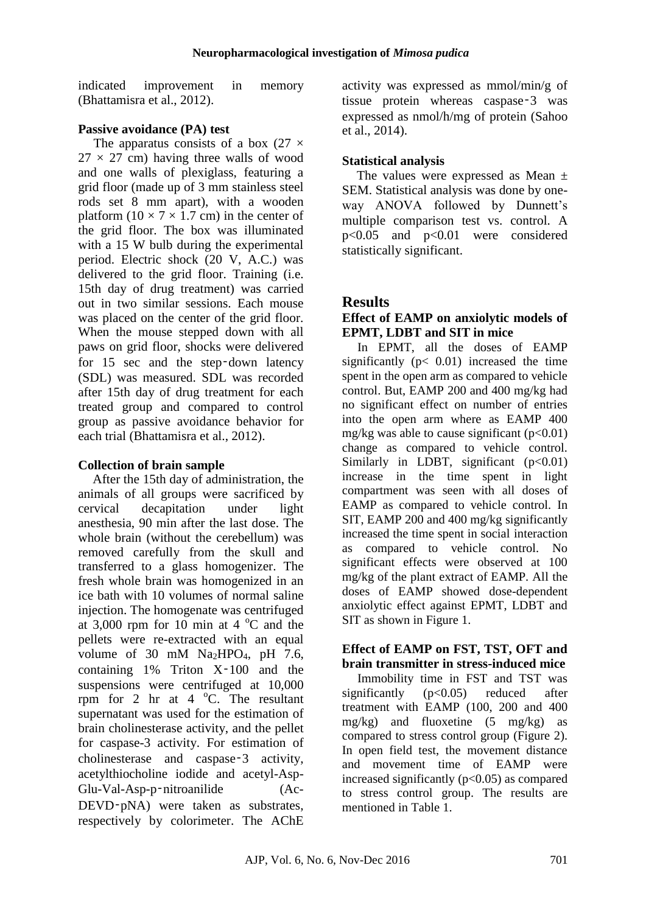indicated improvement in memory (Bhattamisra et al., 2012).

### Passive avoidance (PA) test

The apparatus consists of a box ($27 \times 27 \times 27$ cm) having three walls of wood and one walls of plexiglass, featuring a grid floor (made up of 3 mm stainless steel rods set 8 mm apart), with a wooden platform ($10 \times 7 \times 1.7$ cm) in the center of the grid floor. The box was illuminated with a 15 W bulb during the experimental period. Electric shock (20 V, A.C.) was delivered to the grid floor. Training (i.e. 15th day of drug treatment) was carried out in two similar sessions. Each mouse was placed on the center of the grid floor. When the mouse stepped down with all paws on grid floor, shocks were delivered for 15 sec and the step‑down latency (SDL) was measured. SDL was recorded after 15th day of drug treatment for each treated group and compared to control group as passive avoidance behavior for each trial (Bhattamisra et al., 2012).

### Collection of brain sample

After the 15th day of administration, the animals of all groups were sacrificed by cervical decapitation under light anesthesia, 90 min after the last dose. The whole brain (without the cerebellum) was removed carefully from the skull and transferred to a glass homogenizer. The fresh whole brain was homogenized in an ice bath with 10 volumes of normal saline injection. The homogenate was centrifuged at 3,000 rpm for 10 min at 4 $^{o}$C and the pellets were re-extracted with an equal volume of 30 mM $Na_2HPO_4$, pH 7.6, containing 1% Triton X‑100 and the suspensions were centrifuged at 10,000 rpm for 2 hr at 4 $^{o}$C. The resultant supernatant was used for the estimation of brain cholinesterase activity, and the pellet for caspase-3 activity. For estimation of cholinesterase and caspase‑3 activity, acetylthiocholine iodide and acetyl-Asp-Glu-Val-Asp-p‑nitroanilide (Ac-DEVD‑pNA) were taken as substrates, respectively by colorimeter. The AChE activity was expressed as mmol/min/g of tissue protein whereas caspase‑3 was expressed as nmol/h/mg of protein (Sahoo et al., 2014).

### Statistical analysis

The values were expressed as Mean ± SEM. Statistical analysis was done by one-way ANOVA followed by Dunnett's multiple comparison test vs. control. A $p<0.05$ and $p<0.01$ were considered statistically significant.

## Results

### Effect of EAMP on anxiolytic models of EPMT, LDBT and SIT in mice

In EPMT, all the doses of EAMP significantly ($p< 0.01$) increased the time spent in the open arm as compared to vehicle control. But, EAMP 200 and 400 mg/kg had no significant effect on number of entries into the open arm where as EAMP 400 mg/kg was able to cause significant ($p<0.01$) change as compared to vehicle control. Similarly in LDBT, significant ($p<0.01$) increase in the time spent in light compartment was seen with all doses of EAMP as compared to vehicle control. In SIT, EAMP 200 and 400 mg/kg significantly increased the time spent in social interaction as compared to vehicle control. No significant effects were observed at 100 mg/kg of the plant extract of EAMP. All the doses of EAMP showed dose-dependent anxiolytic effect against EPMT, LDBT and SIT as shown in Figure 1.

### Effect of EAMP on FST, TST, OFT and brain transmitter in stress-induced mice

Immobility time in FST and TST was significantly ($p<0.05$) reduced after treatment with EAMP (100, 200 and 400 mg/kg) and fluoxetine (5 mg/kg) as compared to stress control group (Figure 2). In open field test, the movement distance and movement time of EAMP were increased significantly ($p<0.05$) as compared to stress control group. The results are mentioned in Table 1.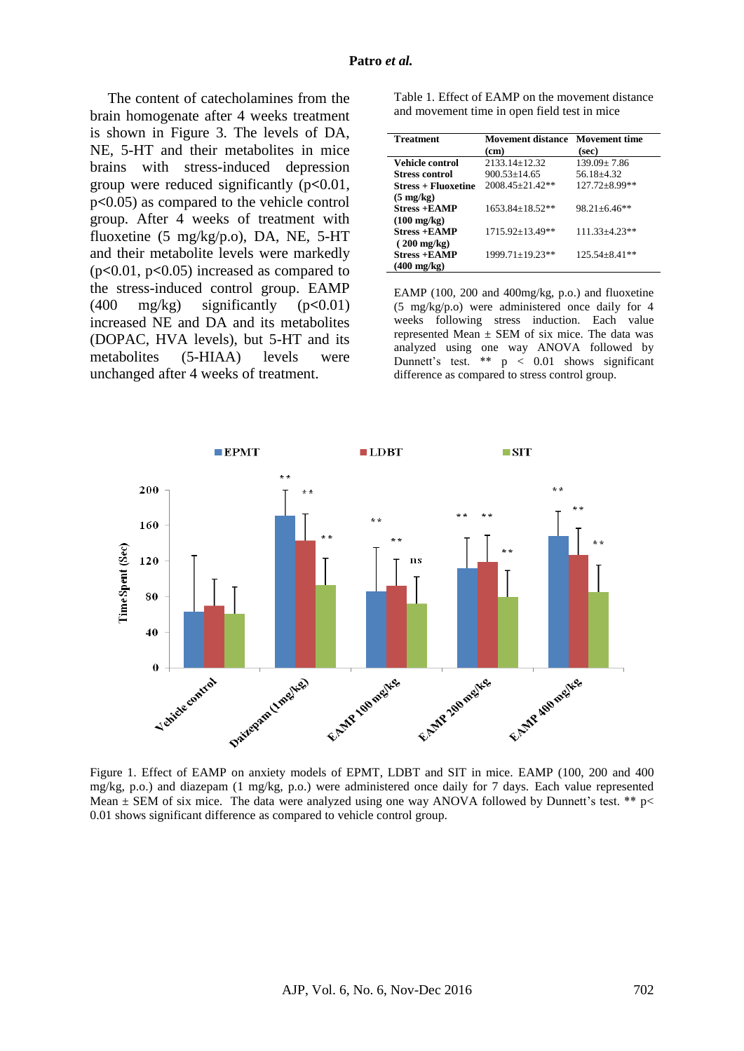The content of catecholamines from the brain homogenate after 4 weeks treatment is shown in Figure 3. The levels of DA, NE, 5-HT and their metabolites in mice brains with stress-induced depression group were reduced significantly ($p<0.01$, $p<0.05$) as compared to the vehicle control group. After 4 weeks of treatment with fluoxetine (5 mg/kg/p.o), DA, NE, 5-HT and their metabolite levels were markedly ($p<0.01$, $p<0.05$) increased as compared to the stress-induced control group. EAMP (400 mg/kg) significantly ($p<0.01$) increased NE and DA and its metabolites (DOPAC, HVA levels), but 5-HT and its metabolites (5-HIAA) levels were unchanged after 4 weeks of treatment.

Table 1. Effect of EAMP on the movement distance and movement time in open field test in mice

| Treatment | Movement distance (cm) | Movement time (sec) |
|---|---|---|
| **Vehicle control** | 2133.14±12.32 | 139.09± 7.86 |
| **Stress control** | 900.53±14.65 | 56.18±4.32 |
| **Stress + Fluoxetine (5 mg/kg)** | 2008.45±21.42** | 127.72±8.99** |
| **Stress +EAMP (100 mg/kg)** | 1653.84±18.52** | 98.21±6.46** |
| **Stress +EAMP ( 200 mg/kg)** | 1715.92±13.49** | 111.33±4.23** |
| **Stress +EAMP (400 mg/kg)** | 1999.71±19.23** | 125.54±8.41** |

EAMP (100, 200 and 400mg/kg, p.o.) and fluoxetine (5 mg/kg/p.o) were administered once daily for 4 weeks following stress induction. Each value represented Mean ± SEM of six mice. The data was analyzed using one way ANOVA followed by Dunnett's test. ** $p < 0.01$ shows significant difference as compared to stress control group.

Figure 1. Effect of EAMP on anxiety models of EPMT, LDBT and SIT in mice. EAMP (100, 200 and 400 mg/kg, p.o.) and diazepam (1 mg/kg, p.o.) were administered once daily for 7 days. Each value represented Mean ± SEM of six mice. The data were analyzed using one way ANOVA followed by Dunnett's test. ** $p< 0.01$ shows significant difference as compared to vehicle control group.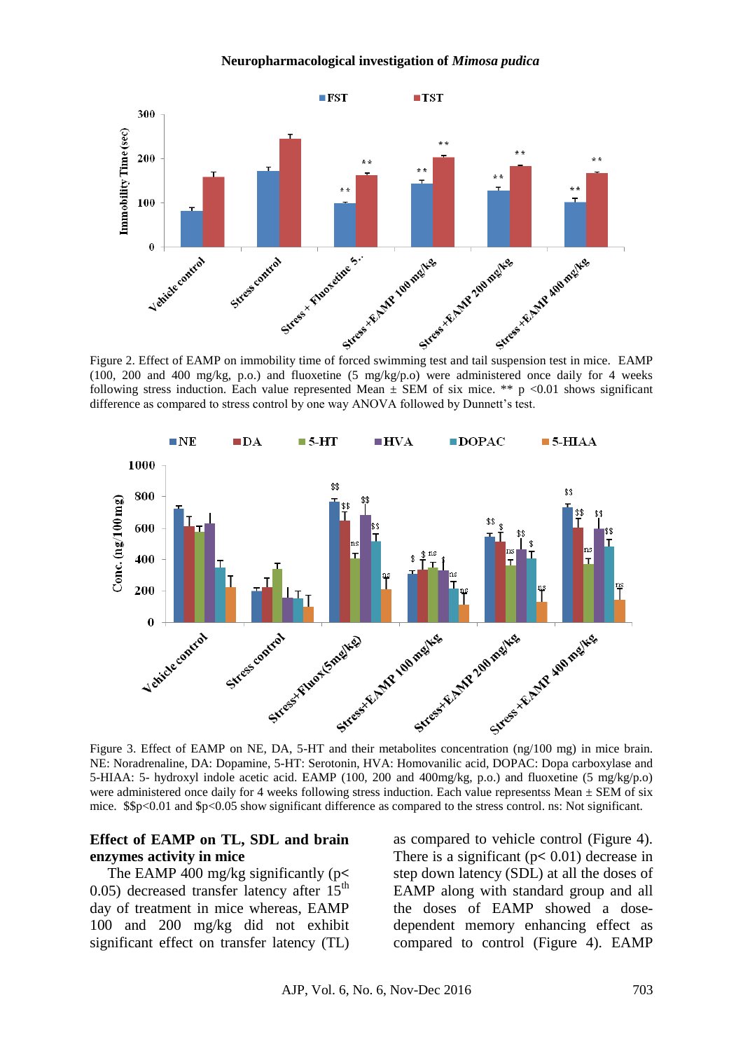Figure 2. Effect of EAMP on immobility time of forced swimming test and tail suspension test in mice. EAMP (100, 200 and 400 mg/kg, p.o.) and fluoxetine (5 mg/kg/p.o) were administered once daily for 4 weeks following stress induction. Each value represented Mean ± SEM of six mice. ** p <0.01 shows significant difference as compared to stress control by one way ANOVA followed by Dunnett's test.

Figure 3. Effect of EAMP on NE, DA, 5-HT and their metabolites concentration (ng/100 mg) in mice brain. NE: Noradrenaline, DA: Dopamine, 5-HT: Serotonin, HVA: Homovanilic acid, DOPAC: Dopa carboxylase and 5-HIAA: 5- hydroxyl indole acetic acid. EAMP (100, 200 and 400mg/kg, p.o.) and fluoxetine (5 mg/kg/p.o) were administered once daily for 4 weeks following stress induction. Each value representss Mean ± SEM of six mice. $$p<0.01 and $p<0.05 show significant difference as compared to the stress control. ns: Not significant.

## Effect of EAMP on TL, SDL and brain enzymes activity in mice

The EAMP 400 mg/kg significantly ($p < 0.05$) decreased transfer latency after 15[th] day of treatment in mice whereas, EAMP 100 and 200 mg/kg did not exhibit significant effect on transfer latency (TL) as compared to vehicle control (Figure 4). There is a significant ($p < 0.01$) decrease in step down latency (SDL) at all the doses of EAMP along with standard group and all the doses of EAMP showed a dose-dependent memory enhancing effect as compared to control (Figure 4). EAMP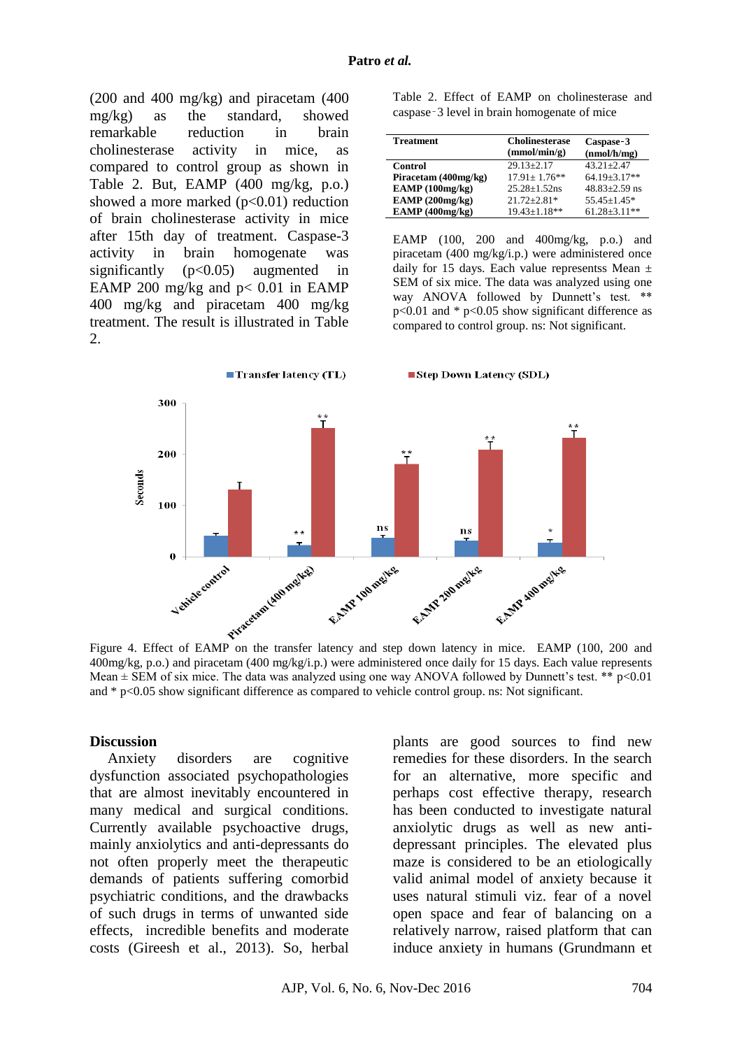(200 and 400 mg/kg) and piracetam (400 mg/kg) as the standard, showed remarkable reduction in brain cholinesterase activity in mice, as compared to control group as shown in Table 2. But, EAMP (400 mg/kg, p.o.) showed a more marked ($p<0.01$) reduction of brain cholinesterase activity in mice after 15th day of treatment. Caspase-3 activity in brain homogenate was significantly ($p<0.05$) augmented in EAMP 200 mg/kg and $p< 0.01$ in EAMP 400 mg/kg and piracetam 400 mg/kg treatment. The result is illustrated in Table 2.

Table 2. Effect of EAMP on cholinesterase and caspase-3 level in brain homogenate of mice

| Treatment | Cholinesterase (mmol/min/g) | Caspase-3 (nmol/h/mg) |
|---|---|---|
| **Control** | 29.13±2.17 | 43.21±2.47 |
| **Piracetam (400mg/kg)** | 17.91± 1.76** | 64.19±3.17** |
| **EAMP (100mg/kg)** | 25.28±1.52ns | 48.83±2.59 ns |
| **EAMP (200mg/kg)** | 21.72±2.81* | 55.45±1.45* |
| **EAMP (400mg/kg)** | 19.43±1.18** | 61.28±3.11** |

EAMP (100, 200 and 400mg/kg, p.o.) and piracetam (400 mg/kg/i.p.) were administered once daily for 15 days. Each value representss Mean ± SEM of six mice. The data was analyzed using one way ANOVA followed by Dunnett's test. ** $p<0.01$ and * $p<0.05$ show significant difference as compared to control group. ns: Not significant.

Figure 4. Effect of EAMP on the transfer latency and step down latency in mice. EAMP (100, 200 and 400mg/kg, p.o.) and piracetam (400 mg/kg/i.p.) were administered once daily for 15 days. Each value represents Mean ± SEM of six mice. The data was analyzed using one way ANOVA followed by Dunnett's test. ** $p<0.01$ and * $p<0.05$ show significant difference as compared to vehicle control group. ns: Not significant.

## Discussion

Anxiety disorders are cognitive dysfunction associated psychopathologies that are almost inevitably encountered in many medical and surgical conditions. Currently available psychoactive drugs, mainly anxiolytics and anti-depressants do not often properly meet the therapeutic demands of patients suffering comorbid psychiatric conditions, and the drawbacks of such drugs in terms of unwanted side effects, incredible benefits and moderate costs (Gireesh et al., 2013). So, herbal plants are good sources to find new remedies for these disorders. In the search for an alternative, more specific and perhaps cost effective therapy, research has been conducted to investigate natural anxiolytic drugs as well as new anti-depressant principles. The elevated plus maze is considered to be an etiologically valid animal model of anxiety because it uses natural stimuli viz. fear of a novel open space and fear of balancing on a relatively narrow, raised platform that can induce anxiety in humans (Grundmann et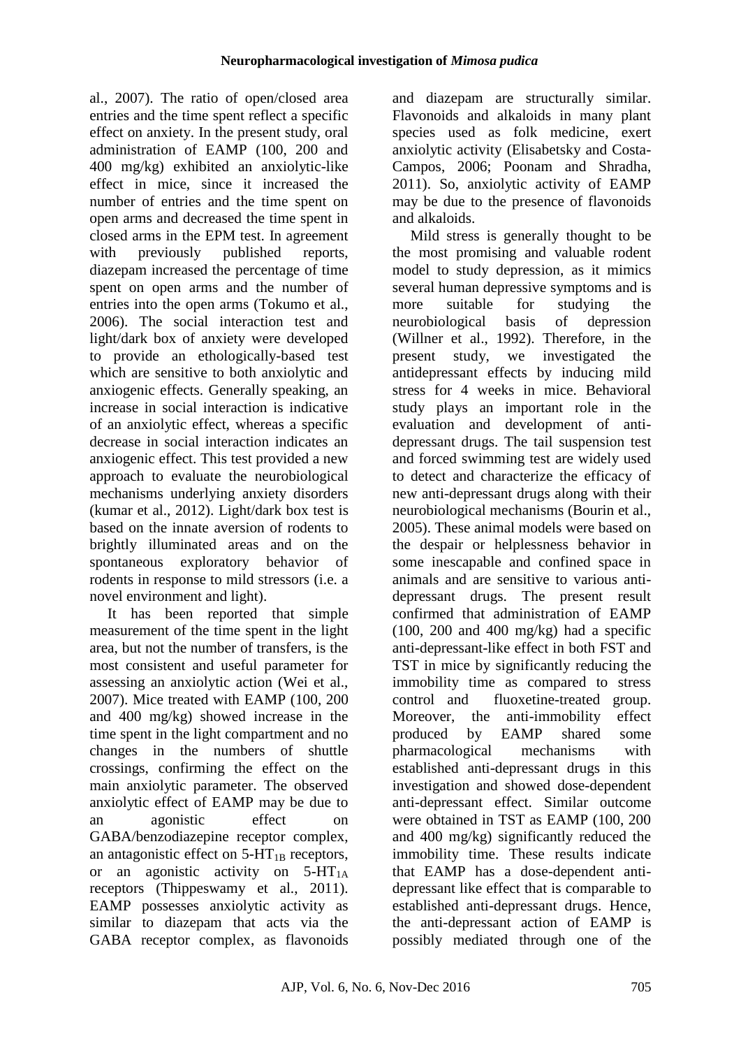al., 2007). The ratio of open/closed area entries and the time spent reflect a specific effect on anxiety. In the present study, oral administration of EAMP (100, 200 and 400 mg/kg) exhibited an anxiolytic-like effect in mice, since it increased the number of entries and the time spent on open arms and decreased the time spent in closed arms in the EPM test. In agreement with previously published reports, diazepam increased the percentage of time spent on open arms and the number of entries into the open arms (Tokumo et al., 2006). The social interaction test and light/dark box of anxiety were developed to provide an ethologically-based test which are sensitive to both anxiolytic and anxiogenic effects. Generally speaking, an increase in social interaction is indicative of an anxiolytic effect, whereas a specific decrease in social interaction indicates an anxiogenic effect. This test provided a new approach to evaluate the neurobiological mechanisms underlying anxiety disorders (kumar et al., 2012). Light/dark box test is based on the innate aversion of rodents to brightly illuminated areas and on the spontaneous exploratory behavior of rodents in response to mild stressors (i.e. a novel environment and light).

It has been reported that simple measurement of the time spent in the light area, but not the number of transfers, is the most consistent and useful parameter for assessing an anxiolytic action (Wei et al., 2007). Mice treated with EAMP (100, 200 and 400 mg/kg) showed increase in the time spent in the light compartment and no changes in the numbers of shuttle crossings, confirming the effect on the main anxiolytic parameter. The observed anxiolytic effect of EAMP may be due to an agonistic effect on GABA/benzodiazepine receptor complex, an antagonistic effect on $5\text{-}HT_{1B}$ receptors, or an agonistic activity on $5\text{-}HT_{1A}$ receptors (Thippeswamy et al., 2011). EAMP possesses anxiolytic activity as similar to diazepam that acts via the GABA receptor complex, as flavonoids and diazepam are structurally similar. Flavonoids and alkaloids in many plant species used as folk medicine, exert anxiolytic activity (Elisabetsky and Costa-Campos, 2006; Poonam and Shradha, 2011). So, anxiolytic activity of EAMP may be due to the presence of flavonoids and alkaloids.

Mild stress is generally thought to be the most promising and valuable rodent model to study depression, as it mimics several human depressive symptoms and is more suitable for studying the neurobiological basis of depression (Willner et al., 1992). Therefore, in the present study, we investigated the antidepressant effects by inducing mild stress for 4 weeks in mice. Behavioral study plays an important role in the evaluation and development of anti-depressant drugs. The tail suspension test and forced swimming test are widely used to detect and characterize the efficacy of new anti-depressant drugs along with their neurobiological mechanisms (Bourin et al., 2005). These animal models were based on the despair or helplessness behavior in some inescapable and confined space in animals and are sensitive to various anti-depressant drugs. The present result confirmed that administration of EAMP (100, 200 and 400 mg/kg) had a specific anti-depressant-like effect in both FST and TST in mice by significantly reducing the immobility time as compared to stress control and fluoxetine-treated group. Moreover, the anti-immobility effect produced by EAMP shared some pharmacological mechanisms with established anti-depressant drugs in this investigation and showed dose-dependent anti-depressant effect. Similar outcome were obtained in TST as EAMP (100, 200 and 400 mg/kg) significantly reduced the immobility time. These results indicate that EAMP has a dose-dependent anti-depressant like effect that is comparable to established anti-depressant drugs. Hence, the anti-depressant action of EAMP is possibly mediated through one of the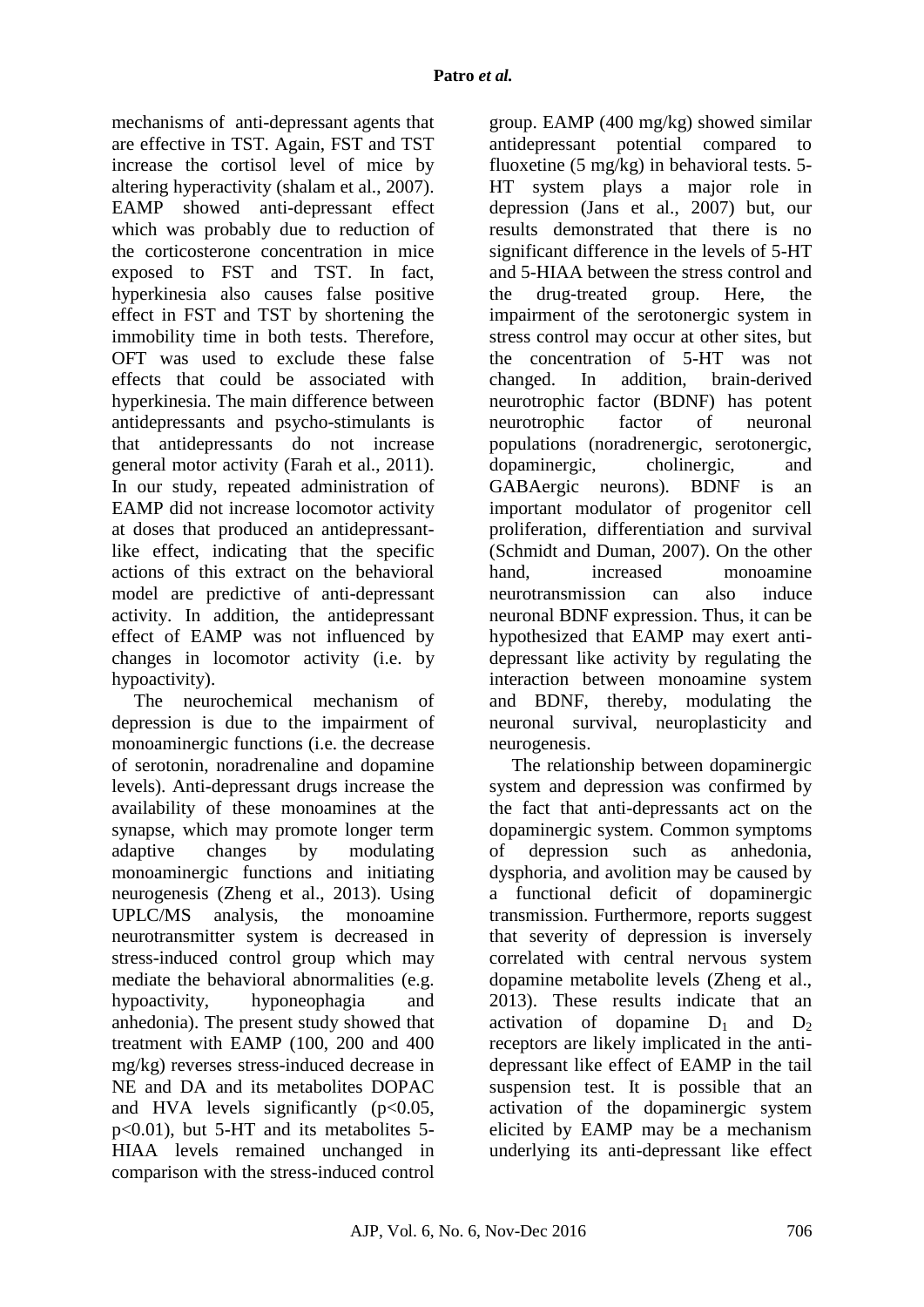mechanisms of anti-depressant agents that are effective in TST. Again, FST and TST increase the cortisol level of mice by altering hyperactivity (shalam et al., 2007). EAMP showed anti-depressant effect which was probably due to reduction of the corticosterone concentration in mice exposed to FST and TST. In fact, hyperkinesia also causes false positive effect in FST and TST by shortening the immobility time in both tests. Therefore, OFT was used to exclude these false effects that could be associated with hyperkinesia. The main difference between antidepressants and psycho-stimulants is that antidepressants do not increase general motor activity (Farah et al., 2011). In our study, repeated administration of EAMP did not increase locomotor activity at doses that produced an antidepressant-like effect, indicating that the specific actions of this extract on the behavioral model are predictive of anti-depressant activity. In addition, the antidepressant effect of EAMP was not influenced by changes in locomotor activity (i.e. by hypoactivity).

The neurochemical mechanism of depression is due to the impairment of monoaminergic functions (i.e. the decrease of serotonin, noradrenaline and dopamine levels). Anti-depressant drugs increase the availability of these monoamines at the synapse, which may promote longer term adaptive changes by modulating monoaminergic functions and initiating neurogenesis (Zheng et al., 2013). Using UPLC/MS analysis, the monoamine neurotransmitter system is decreased in stress-induced control group which may mediate the behavioral abnormalities (e.g. hypoactivity, hyponeophagia and anhedonia). The present study showed that treatment with EAMP (100, 200 and 400 mg/kg) reverses stress-induced decrease in NE and DA and its metabolites DOPAC and HVA levels significantly ($p<0.05$, $p<0.01$), but 5-HT and its metabolites 5-HIAA levels remained unchanged in comparison with the stress-induced control group. EAMP (400 mg/kg) showed similar antidepressant potential compared to fluoxetine (5 mg/kg) in behavioral tests. 5-HT system plays a major role in depression (Jans et al., 2007) but, our results demonstrated that there is no significant difference in the levels of 5-HT and 5-HIAA between the stress control and the drug-treated group. Here, the impairment of the serotonergic system in stress control may occur at other sites, but the concentration of 5-HT was not changed. In addition, brain-derived neurotrophic factor (BDNF) has potent neurotrophic factor of neuronal populations (noradrenergic, serotonergic, dopaminergic, cholinergic, and GABAergic neurons). BDNF is an important modulator of progenitor cell proliferation, differentiation and survival (Schmidt and Duman, 2007). On the other hand, increased monoamine neurotransmission can also induce neuronal BDNF expression. Thus, it can be hypothesized that EAMP may exert anti-depressant like activity by regulating the interaction between monoamine system and BDNF, thereby, modulating the neuronal survival, neuroplasticity and neurogenesis.

The relationship between dopaminergic system and depression was confirmed by the fact that anti-depressants act on the dopaminergic system. Common symptoms of depression such as anhedonia, dysphoria, and avolition may be caused by a functional deficit of dopaminergic transmission. Furthermore, reports suggest that severity of depression is inversely correlated with central nervous system dopamine metabolite levels (Zheng et al., 2013). These results indicate that an activation of dopamine $D_1$ and $D_2$ receptors are likely implicated in the anti-depressant like effect of EAMP in the tail suspension test. It is possible that an activation of the dopaminergic system elicited by EAMP may be a mechanism underlying its anti-depressant like effect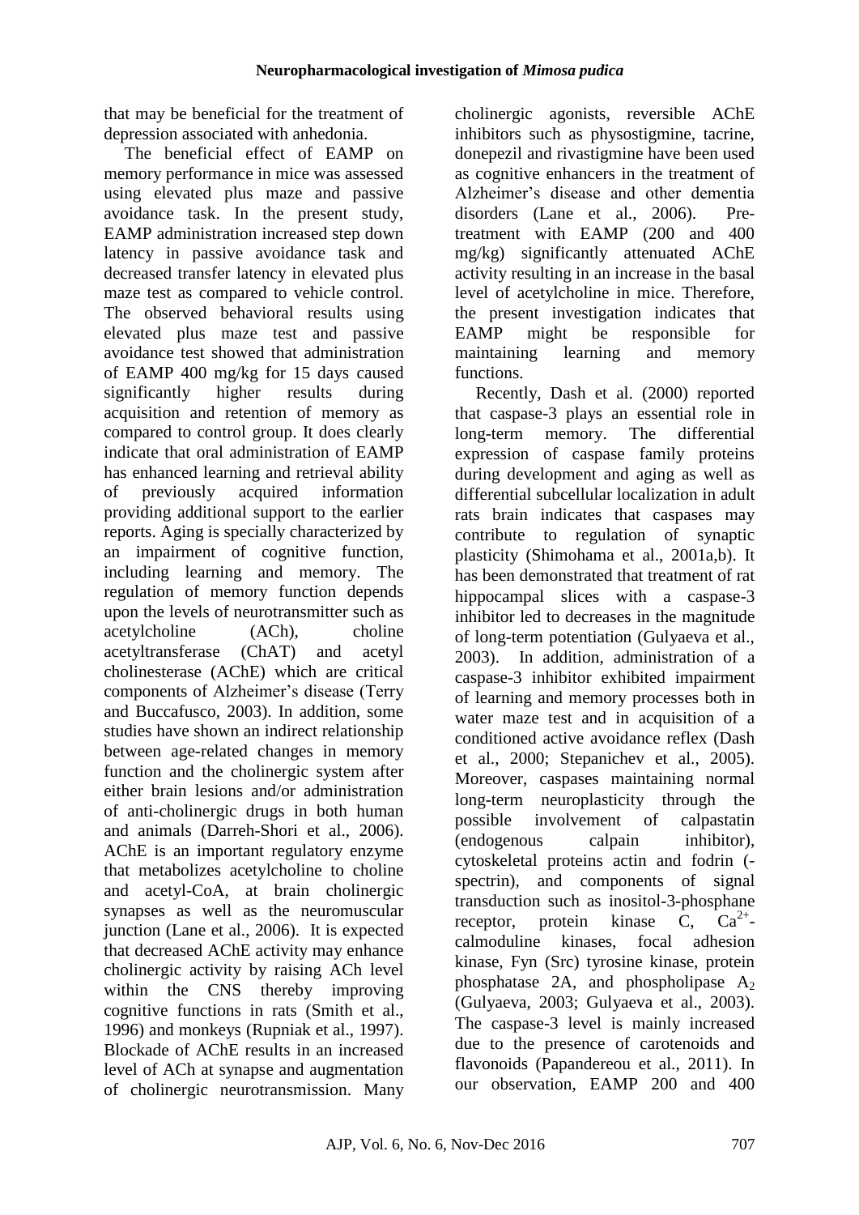that may be beneficial for the treatment of depression associated with anhedonia.

The beneficial effect of EAMP on memory performance in mice was assessed using elevated plus maze and passive avoidance task. In the present study, EAMP administration increased step down latency in passive avoidance task and decreased transfer latency in elevated plus maze test as compared to vehicle control. The observed behavioral results using elevated plus maze test and passive avoidance test showed that administration of EAMP 400 mg/kg for 15 days caused significantly higher results during acquisition and retention of memory as compared to control group. It does clearly indicate that oral administration of EAMP has enhanced learning and retrieval ability of previously acquired information providing additional support to the earlier reports. Aging is specially characterized by an impairment of cognitive function, including learning and memory. The regulation of memory function depends upon the levels of neurotransmitter such as acetylcholine (ACh), choline acetyltransferase (ChAT) and acetyl cholinesterase (AChE) which are critical components of Alzheimer's disease (Terry and Buccafusco, 2003). In addition, some studies have shown an indirect relationship between age-related changes in memory function and the cholinergic system after either brain lesions and/or administration of anti-cholinergic drugs in both human and animals (Darreh-Shori et al., 2006). AChE is an important regulatory enzyme that metabolizes acetylcholine to choline and acetyl-CoA, at brain cholinergic synapses as well as the neuromuscular junction (Lane et al., 2006). It is expected that decreased AChE activity may enhance cholinergic activity by raising ACh level within the CNS thereby improving cognitive functions in rats (Smith et al., 1996) and monkeys (Rupniak et al., 1997). Blockade of AChE results in an increased level of ACh at synapse and augmentation of cholinergic neurotransmission. Many cholinergic agonists, reversible AChE inhibitors such as physostigmine, tacrine, donepezil and rivastigmine have been used as cognitive enhancers in the treatment of Alzheimer's disease and other dementia disorders (Lane et al., 2006). Pre-treatment with EAMP (200 and 400 mg/kg) significantly attenuated AChE activity resulting in an increase in the basal level of acetylcholine in mice. Therefore, the present investigation indicates that EAMP might be responsible for maintaining learning and memory functions.

Recently, Dash et al. (2000) reported that caspase-3 plays an essential role in long-term memory. The differential expression of caspase family proteins during development and aging as well as differential subcellular localization in adult rats brain indicates that caspases may contribute to regulation of synaptic plasticity (Shimohama et al., 2001a,b). It has been demonstrated that treatment of rat hippocampal slices with a caspase-3 inhibitor led to decreases in the magnitude of long-term potentiation (Gulyaeva et al., 2003). In addition, administration of a caspase-3 inhibitor exhibited impairment of learning and memory processes both in water maze test and in acquisition of a conditioned active avoidance reflex (Dash et al., 2000; Stepanichev et al., 2005). Moreover, caspases maintaining normal long-term neuroplasticity through the possible involvement of calpastatin (endogenous calpain inhibitor), cytoskeletal proteins actin and fodrin (-spectrin), and components of signal transduction such as inositol-3-phosphane receptor, protein kinase C, $Ca^{2+}$-calmoduline kinases, focal adhesion kinase, Fyn (Src) tyrosine kinase, protein phosphatase 2A, and phospholipase $A_2$ (Gulyaeva, 2003; Gulyaeva et al., 2003). The caspase-3 level is mainly increased due to the presence of carotenoids and flavonoids (Papandereou et al., 2011). In our observation, EAMP 200 and 400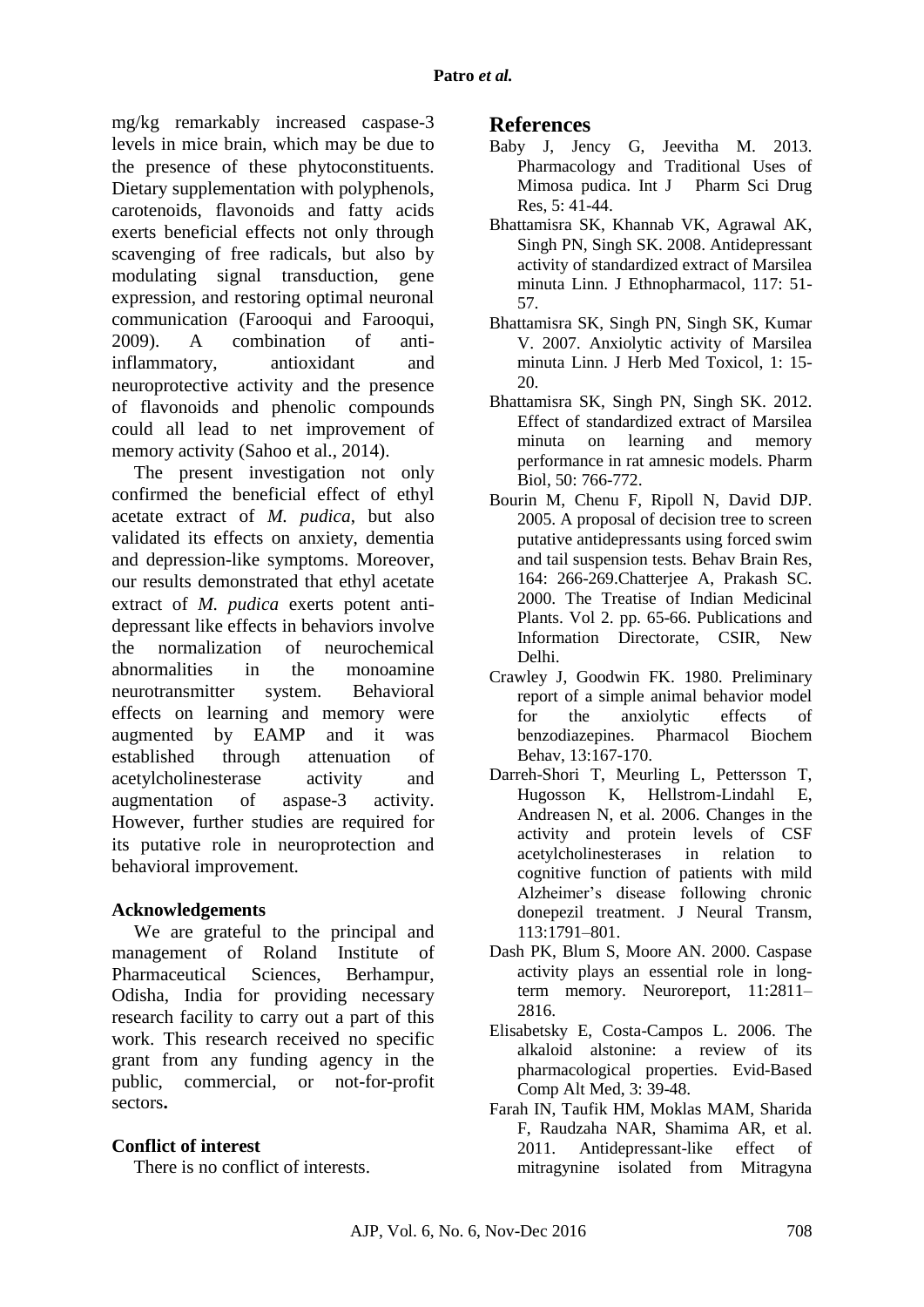mg/kg remarkably increased caspase-3 levels in mice brain, which may be due to the presence of these phytoconstituents. Dietary supplementation with polyphenols, carotenoids, flavonoids and fatty acids exerts beneficial effects not only through scavenging of free radicals, but also by modulating signal transduction, gene expression, and restoring optimal neuronal communication (Farooqui and Farooqui, 2009). A combination of anti-inflammatory, antioxidant and neuroprotective activity and the presence of flavonoids and phenolic compounds could all lead to net improvement of memory activity (Sahoo et al., 2014).

The present investigation not only confirmed the beneficial effect of ethyl acetate extract of *M. pudica*, but also validated its effects on anxiety, dementia and depression-like symptoms. Moreover, our results demonstrated that ethyl acetate extract of *M. pudica* exerts potent anti-depressant like effects in behaviors involve the normalization of neurochemical abnormalities in the monoamine neurotransmitter system. Behavioral effects on learning and memory were augmented by EAMP and it was established through attenuation of acetylcholinesterase activity and augmentation of aspase-3 activity. However, further studies are required for its putative role in neuroprotection and behavioral improvement.

### Acknowledgements

We are grateful to the principal and management of Roland Institute of Pharmaceutical Sciences, Berhampur, Odisha, India for providing necessary research facility to carry out a part of this work. This research received no specific grant from any funding agency in the public, commercial, or not-for-profit sectors**.**

### Conflict of interest

There is no conflict of interests.

## References

Baby J, Jency G, Jeevitha M. 2013. Pharmacology and Traditional Uses of Mimosa pudica. Int J Pharm Sci Drug Res, 5: 41-44.

Bhattamisra SK, Khannab VK, Agrawal AK, Singh PN, Singh SK. 2008. Antidepressant activity of standardized extract of Marsilea minuta Linn. J Ethnopharmacol, 117: 51-57.

Bhattamisra SK, Singh PN, Singh SK, Kumar V. 2007. Anxiolytic activity of Marsilea minuta Linn. J Herb Med Toxicol, 1: 15-20.

Bhattamisra SK, Singh PN, Singh SK. 2012. Effect of standardized extract of Marsilea minuta on learning and memory performance in rat amnesic models. Pharm Biol, 50: 766-772.

Bourin M, Chenu F, Ripoll N, David DJP. 2005. A proposal of decision tree to screen putative antidepressants using forced swim and tail suspension tests. Behav Brain Res, 164: 266-269.Chatterjee A, Prakash SC. 2000. The Treatise of Indian Medicinal Plants. Vol 2. pp. 65-66. Publications and Information Directorate, CSIR, New Delhi.

Crawley J, Goodwin FK. 1980. Preliminary report of a simple animal behavior model for the anxiolytic effects of benzodiazepines. Pharmacol Biochem Behav, 13:167-170.

Darreh-Shori T, Meurling L, Pettersson T, Hugosson K, Hellstrom-Lindahl E, Andreasen N, et al. 2006. Changes in the activity and protein levels of CSF acetylcholinesterases in relation to cognitive function of patients with mild Alzheimer's disease following chronic donepezil treatment. J Neural Transm, 113:1791–801.

Dash PK, Blum S, Moore AN. 2000. Caspase activity plays an essential role in long-term memory. Neuroreport, 11:2811–2816.

Elisabetsky E, Costa-Campos L. 2006. The alkaloid alstonine: a review of its pharmacological properties. Evid-Based Comp Alt Med, 3: 39-48.

Farah IN, Taufik HM, Moklas MAM, Sharida F, Raudzaha NAR, Shamima AR, et al. 2011. Antidepressant-like effect of mitragynine isolated from Mitragyna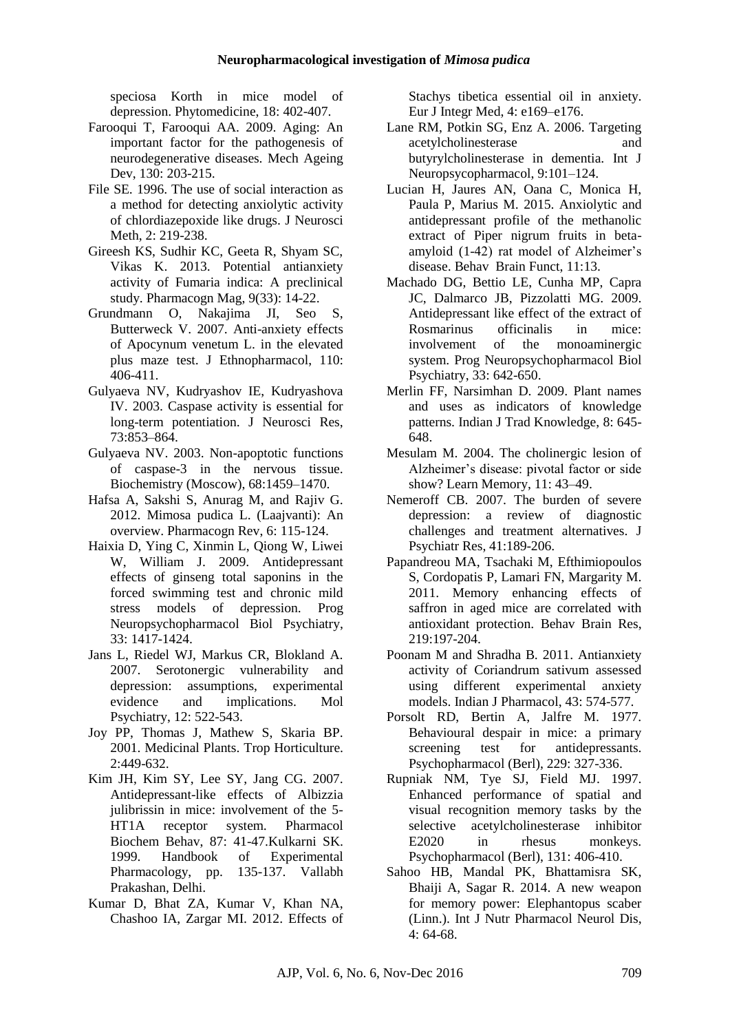speciosa Korth in mice model of depression. Phytomedicine, 18: 402-407.

Farooqui T, Farooqui AA. 2009. Aging: An important factor for the pathogenesis of neurodegenerative diseases. Mech Ageing Dev, 130: 203-215.

File SE. 1996. The use of social interaction as a method for detecting anxiolytic activity of chlordiazepoxide like drugs. J Neurosci Meth, 2: 219-238.

Gireesh KS, Sudhir KC, Geeta R, Shyam SC, Vikas K. 2013. Potential antianxiety activity of Fumaria indica: A preclinical study. Pharmacogn Mag, 9(33): 14-22.

Grundmann O, Nakajima JI, Seo S, Butterweck V. 2007. Anti-anxiety effects of Apocynum venetum L. in the elevated plus maze test. J Ethnopharmacol, 110: 406-411.

Gulyaeva NV, Kudryashov IE, Kudryashova IV. 2003. Caspase activity is essential for long-term potentiation. J Neurosci Res, 73:853–864.

Gulyaeva NV. 2003. Non-apoptotic functions of caspase-3 in the nervous tissue. Biochemistry (Moscow), 68:1459–1470.

Hafsa A, Sakshi S, Anurag M, and Rajiv G. 2012. Mimosa pudica L. (Laajvanti): An overview. Pharmacogn Rev, 6: 115-124.

Haixia D, Ying C, Xinmin L, Qiong W, Liwei W, William J. 2009. Antidepressant effects of ginseng total saponins in the forced swimming test and chronic mild stress models of depression. Prog Neuropsychopharmacol Biol Psychiatry, 33: 1417-1424.

Jans L, Riedel WJ, Markus CR, Blokland A. 2007. Serotonergic vulnerability and depression: assumptions, experimental evidence and implications. Mol Psychiatry, 12: 522-543.

Joy PP, Thomas J, Mathew S, Skaria BP. 2001. Medicinal Plants. Trop Horticulture. 2:449-632.

Kim JH, Kim SY, Lee SY, Jang CG. 2007. Antidepressant-like effects of Albizzia julibrissin in mice: involvement of the 5-HT1A receptor system. Pharmacol Biochem Behav, 87: 41-47.Kulkarni SK. 1999. Handbook of Experimental Pharmacology, pp. 135-137. Vallabh Prakashan, Delhi.

Kumar D, Bhat ZA, Kumar V, Khan NA, Chashoo IA, Zargar MI. 2012. Effects of Stachys tibetica essential oil in anxiety. Eur J Integr Med, 4: e169–e176.

Lane RM, Potkin SG, Enz A. 2006. Targeting acetylcholinesterase and butyrylcholinesterase in dementia. Int J Neuropsycopharmacol, 9:101–124.

Lucian H, Jaures AN, Oana C, Monica H, Paula P, Marius M. 2015. Anxiolytic and antidepressant profile of the methanolic extract of Piper nigrum fruits in beta-amyloid (1-42) rat model of Alzheimer's disease. Behav Brain Funct, 11:13.

Machado DG, Bettio LE, Cunha MP, Capra JC, Dalmarco JB, Pizzolatti MG. 2009. Antidepressant like effect of the extract of Rosmarinus officinalis in mice: involvement of the monoaminergic system. Prog Neuropsychopharmacol Biol Psychiatry, 33: 642-650.

Merlin FF, Narsimhan D. 2009. Plant names and uses as indicators of knowledge patterns. Indian J Trad Knowledge, 8: 645-648.

Mesulam M. 2004. The cholinergic lesion of Alzheimer's disease: pivotal factor or side show? Learn Memory, 11: 43–49.

Nemeroff CB. 2007. The burden of severe depression: a review of diagnostic challenges and treatment alternatives. J Psychiatr Res, 41:189-206.

Papandreou MA, Tsachaki M, Efthimiopoulos S, Cordopatis P, Lamari FN, Margarity M. 2011. Memory enhancing effects of saffron in aged mice are correlated with antioxidant protection. Behav Brain Res, 219:197-204.

Poonam M and Shradha B. 2011. Antianxiety activity of Coriandrum sativum assessed using different experimental anxiety models. Indian J Pharmacol, 43: 574-577.

Porsolt RD, Bertin A, Jalfre M. 1977. Behavioural despair in mice: a primary screening test for antidepressants. Psychopharmacol (Berl), 229: 327-336.

Rupniak NM, Tye SJ, Field MJ. 1997. Enhanced performance of spatial and visual recognition memory tasks by the selective acetylcholinesterase inhibitor E2020 in rhesus monkeys. Psychopharmacol (Berl), 131: 406-410.

Sahoo HB, Mandal PK, Bhattamisra SK, Bhaiji A, Sagar R. 2014. A new weapon for memory power: Elephantopus scaber (Linn.). Int J Nutr Pharmacol Neurol Dis, 4: 64-68.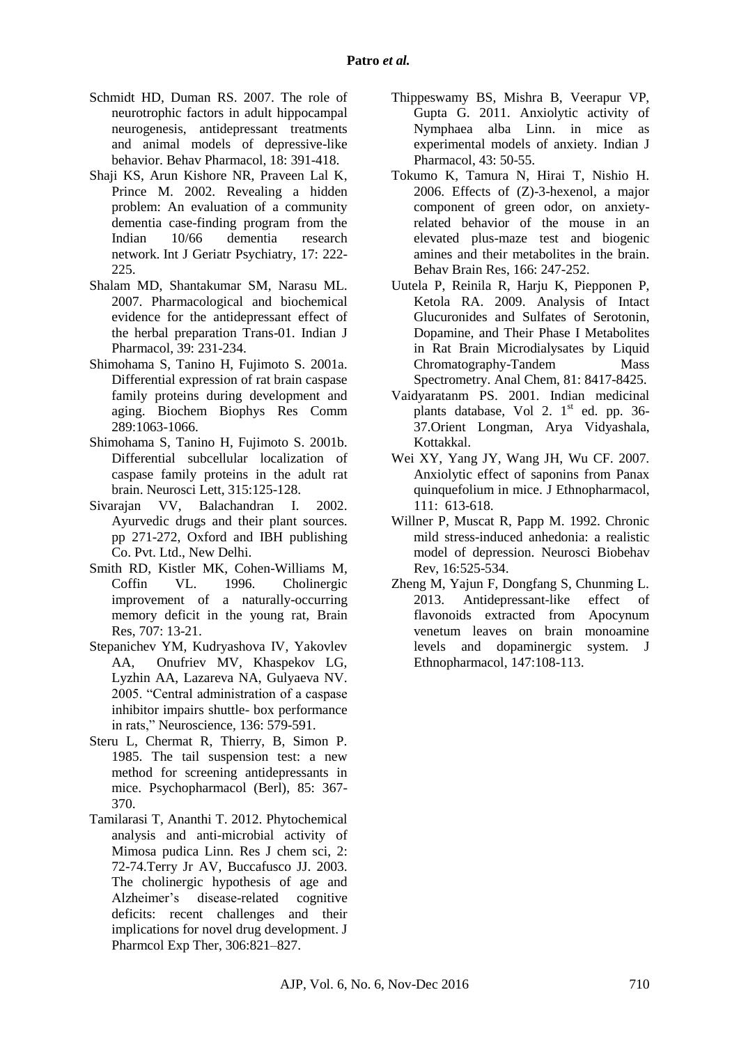Schmidt HD, Duman RS. 2007. The role of neurotrophic factors in adult hippocampal neurogenesis, antidepressant treatments and animal models of depressive-like behavior. Behav Pharmacol, 18: 391-418.

Shaji KS, Arun Kishore NR, Praveen Lal K, Prince M. 2002. Revealing a hidden problem: An evaluation of a community dementia case-finding program from the Indian 10/66 dementia research network. Int J Geriatr Psychiatry, 17: 222-225.

Shalam MD, Shantakumar SM, Narasu ML. 2007. Pharmacological and biochemical evidence for the antidepressant effect of the herbal preparation Trans-01. Indian J Pharmacol, 39: 231-234.

Shimohama S, Tanino H, Fujimoto S. 2001a. Differential expression of rat brain caspase family proteins during development and aging. Biochem Biophys Res Comm 289:1063-1066.

Shimohama S, Tanino H, Fujimoto S. 2001b. Differential subcellular localization of caspase family proteins in the adult rat brain. Neurosci Lett, 315:125-128.

Sivarajan VV, Balachandran I. 2002. Ayurvedic drugs and their plant sources. pp 271-272, Oxford and IBH publishing Co. Pvt. Ltd., New Delhi.

Smith RD, Kistler MK, Cohen-Williams M, Coffin VL. 1996. Cholinergic improvement of a naturally-occurring memory deficit in the young rat, Brain Res, 707: 13-21.

Stepanichev YM, Kudryashova IV, Yakovlev AA, Onufriev MV, Khaspekov LG, Lyzhin AA, Lazareva NA, Gulyaeva NV. 2005. "Central administration of a caspase inhibitor impairs shuttle- box performance in rats," Neuroscience, 136: 579-591.

Steru L, Chermat R, Thierry, B, Simon P. 1985. The tail suspension test: a new method for screening antidepressants in mice. Psychopharmacol (Berl), 85: 367-370.

Tamilarasi T, Ananthi T. 2012. Phytochemical analysis and anti-microbial activity of Mimosa pudica Linn. Res J chem sci, 2: 72-74.Terry Jr AV, Buccafusco JJ. 2003. The cholinergic hypothesis of age and Alzheimer's disease-related cognitive deficits: recent challenges and their implications for novel drug development. J Pharmcol Exp Ther, 306:821–827.

Thippeswamy BS, Mishra B, Veerapur VP, Gupta G. 2011. Anxiolytic activity of Nymphaea alba Linn. in mice as experimental models of anxiety. Indian J Pharmacol, 43: 50-55.

Tokumo K, Tamura N, Hirai T, Nishio H. 2006. Effects of (Z)-3-hexenol, a major component of green odor, on anxiety-related behavior of the mouse in an elevated plus-maze test and biogenic amines and their metabolites in the brain. Behav Brain Res, 166: 247-252.

Uutela P, Reinila R, Harju K, Piepponen P, Ketola RA. 2009. Analysis of Intact Glucuronides and Sulfates of Serotonin, Dopamine, and Their Phase I Metabolites in Rat Brain Microdialysates by Liquid Chromatography-Tandem Mass Spectrometry. Anal Chem, 81: 8417-8425.

Vaidyaratanm PS. 2001. Indian medicinal plants database, Vol 2. 1st ed. pp. 36-37.Orient Longman, Arya Vidyashala, Kottakkal.

Wei XY, Yang JY, Wang JH, Wu CF. 2007. Anxiolytic effect of saponins from Panax quinquefolium in mice. J Ethnopharmacol, 111: 613-618.

Willner P, Muscat R, Papp M. 1992. Chronic mild stress-induced anhedonia: a realistic model of depression. Neurosci Biobehav Rev, 16:525-534.

Zheng M, Yajun F, Dongfang S, Chunming L. 2013. Antidepressant-like effect of flavonoids extracted from Apocynum venetum leaves on brain monoamine levels and dopaminergic system. J Ethnopharmacol, 147:108-113.